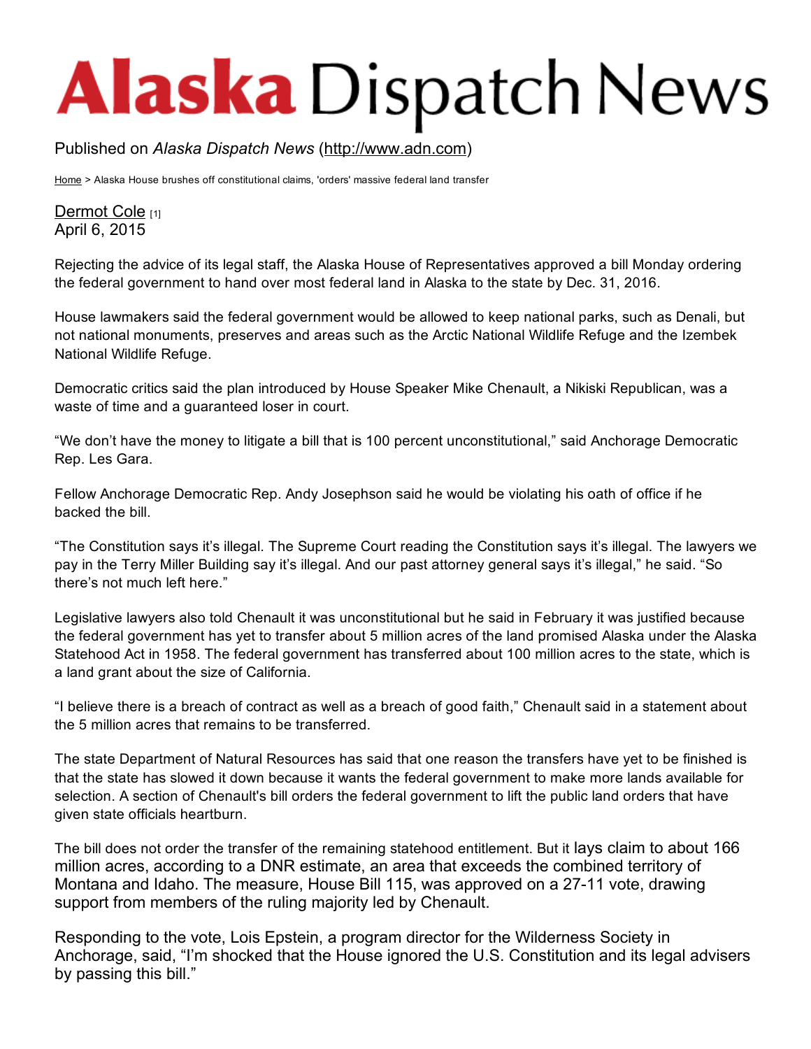# Alaska Dispatch News

Published on *Alaska Dispatch News* (http://www.adn.com)

Home > Alaska House brushes off constitutional claims, 'orders' massive federal land transfer

Dermot Cole [1]
April 6, 2015

Rejecting the advice of its legal staff, the Alaska House of Representatives approved a bill Monday ordering the federal government to hand over most federal land in Alaska to the state by Dec. 31, 2016.

House lawmakers said the federal government would be allowed to keep national parks, such as Denali, but not national monuments, preserves and areas such as the Arctic National Wildlife Refuge and the Izembek National Wildlife Refuge.

Democratic critics said the plan introduced by House Speaker Mike Chenault, a Nikiski Republican, was a waste of time and a guaranteed loser in court.

"We don't have the money to litigate a bill that is 100 percent unconstitutional," said Anchorage Democratic Rep. Les Gara.

Fellow Anchorage Democratic Rep. Andy Josephson said he would be violating his oath of office if he backed the bill.

"The Constitution says it's illegal. The Supreme Court reading the Constitution says it's illegal. The lawyers we pay in the Terry Miller Building say it's illegal. And our past attorney general says it's illegal," he said. "So there's not much left here."

Legislative lawyers also told Chenault it was unconstitutional but he said in February it was justified because the federal government has yet to transfer about 5 million acres of the land promised Alaska under the Alaska Statehood Act in 1958. The federal government has transferred about 100 million acres to the state, which is a land grant about the size of California.

"I believe there is a breach of contract as well as a breach of good faith," Chenault said in a statement about the 5 million acres that remains to be transferred.

The state Department of Natural Resources has said that one reason the transfers have yet to be finished is that the state has slowed it down because it wants the federal government to make more lands available for selection. A section of Chenault's bill orders the federal government to lift the public land orders that have given state officials heartburn.

The bill does not order the transfer of the remaining statehood entitlement. But it lays claim to about 166 million acres, according to a DNR estimate, an area that exceeds the combined territory of Montana and Idaho. The measure, House Bill 115, was approved on a 27-11 vote, drawing support from members of the ruling majority led by Chenault.

Responding to the vote, Lois Epstein, a program director for the Wilderness Society in Anchorage, said, "I'm shocked that the House ignored the U.S. Constitution and its legal advisers by passing this bill."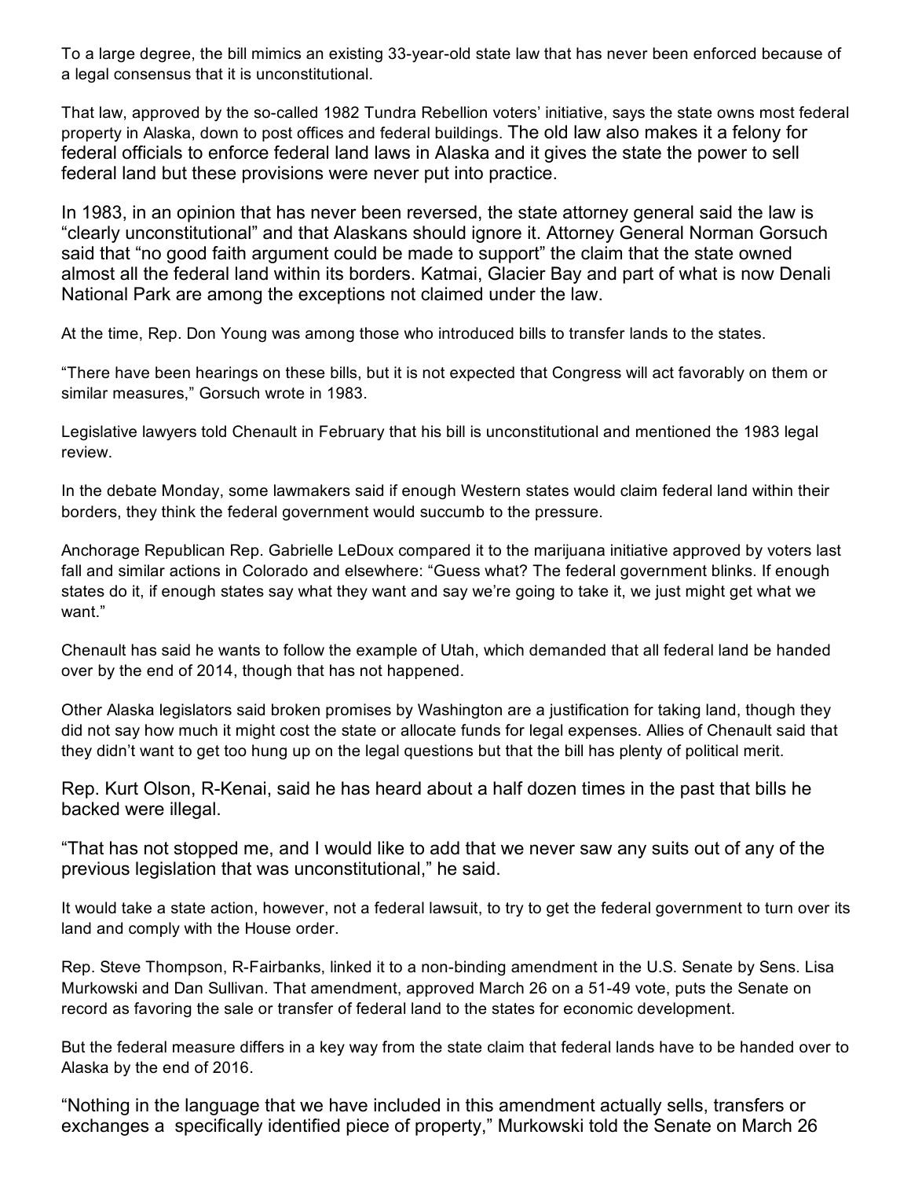To a large degree, the bill mimics an existing 33-year-old state law that has never been enforced because of a legal consensus that it is unconstitutional.

That law, approved by the so-called 1982 Tundra Rebellion voters' initiative, says the state owns most federal property in Alaska, down to post offices and federal buildings. The old law also makes it a felony for federal officials to enforce federal land laws in Alaska and it gives the state the power to sell federal land but these provisions were never put into practice.

In 1983, in an opinion that has never been reversed, the state attorney general said the law is "clearly unconstitutional" and that Alaskans should ignore it. Attorney General Norman Gorsuch said that "no good faith argument could be made to support" the claim that the state owned almost all the federal land within its borders. Katmai, Glacier Bay and part of what is now Denali National Park are among the exceptions not claimed under the law.

At the time, Rep. Don Young was among those who introduced bills to transfer lands to the states.

"There have been hearings on these bills, but it is not expected that Congress will act favorably on them or similar measures," Gorsuch wrote in 1983.

Legislative lawyers told Chenault in February that his bill is unconstitutional and mentioned the 1983 legal review.

In the debate Monday, some lawmakers said if enough Western states would claim federal land within their borders, they think the federal government would succumb to the pressure.

Anchorage Republican Rep. Gabrielle LeDoux compared it to the marijuana initiative approved by voters last fall and similar actions in Colorado and elsewhere: "Guess what? The federal government blinks. If enough states do it, if enough states say what they want and say we're going to take it, we just might get what we want."

Chenault has said he wants to follow the example of Utah, which demanded that all federal land be handed over by the end of 2014, though that has not happened.

Other Alaska legislators said broken promises by Washington are a justification for taking land, though they did not say how much it might cost the state or allocate funds for legal expenses. Allies of Chenault said that they didn't want to get too hung up on the legal questions but that the bill has plenty of political merit.

Rep. Kurt Olson, R-Kenai, said he has heard about a half dozen times in the past that bills he backed were illegal.

"That has not stopped me, and I would like to add that we never saw any suits out of any of the previous legislation that was unconstitutional," he said.

It would take a state action, however, not a federal lawsuit, to try to get the federal government to turn over its land and comply with the House order.

Rep. Steve Thompson, R-Fairbanks, linked it to a non-binding amendment in the U.S. Senate by Sens. Lisa Murkowski and Dan Sullivan. That amendment, approved March 26 on a 51-49 vote, puts the Senate on record as favoring the sale or transfer of federal land to the states for economic development.

But the federal measure differs in a key way from the state claim that federal lands have to be handed over to Alaska by the end of 2016.

"Nothing in the language that we have included in this amendment actually sells, transfers or exchanges a specifically identified piece of property," Murkowski told the Senate on March 26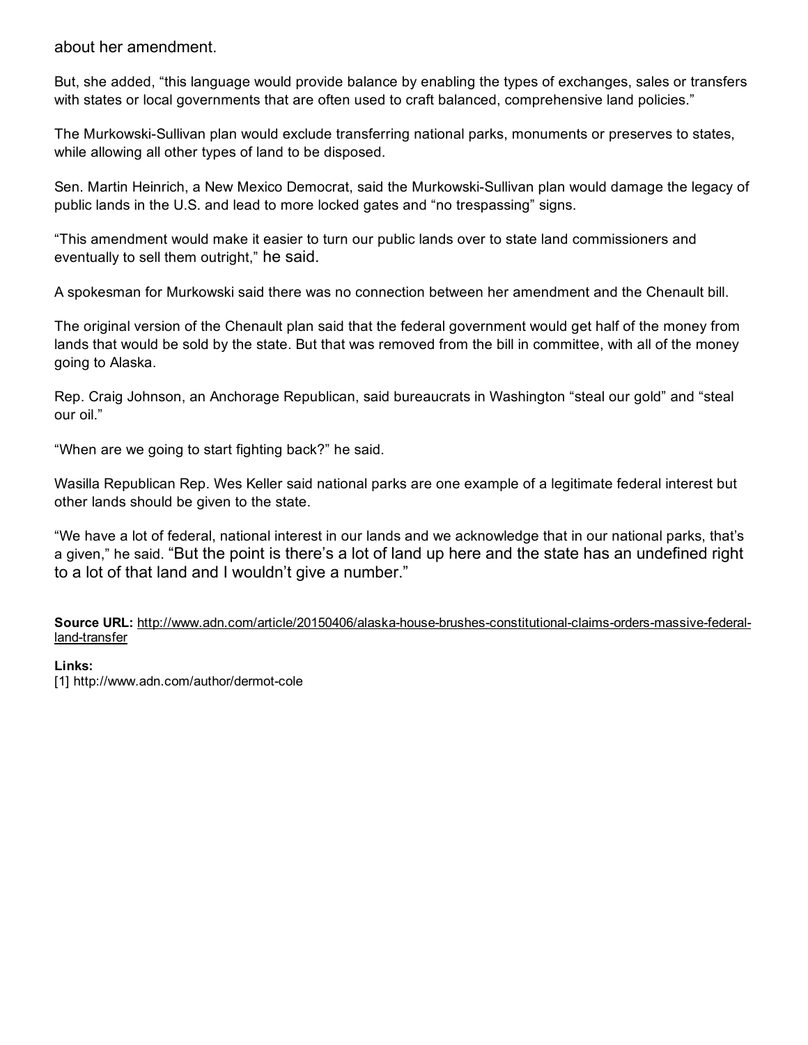about her amendment.

But, she added, “this language would provide balance by enabling the types of exchanges, sales or transfers with states or local governments that are often used to craft balanced, comprehensive land policies.”

The Murkowski-Sullivan plan would exclude transferring national parks, monuments or preserves to states, while allowing all other types of land to be disposed.

Sen. Martin Heinrich, a New Mexico Democrat, said the Murkowski-Sullivan plan would damage the legacy of public lands in the U.S. and lead to more locked gates and “no trespassing” signs.

“This amendment would make it easier to turn our public lands over to state land commissioners and eventually to sell them outright,” he said.

A spokesman for Murkowski said there was no connection between her amendment and the Chenault bill.

The original version of the Chenault plan said that the federal government would get half of the money from lands that would be sold by the state. But that was removed from the bill in committee, with all of the money going to Alaska.

Rep. Craig Johnson, an Anchorage Republican, said bureaucrats in Washington “steal our gold” and “steal our oil.”

“When are we going to start fighting back?” he said.

Wasilla Republican Rep. Wes Keller said national parks are one example of a legitimate federal interest but other lands should be given to the state.

“We have a lot of federal, national interest in our lands and we acknowledge that in our national parks, that’s a given,” he said. “But the point is there’s a lot of land up here and the state has an undefined right to a lot of that land and I wouldn’t give a number.”

**Source URL:** http://www.adn.com/article/20150406/alaska-house-brushes-constitutional-claims-orders-massive-federal-land-transfer

**Links:**
[1] http://www.adn.com/author/dermot-cole